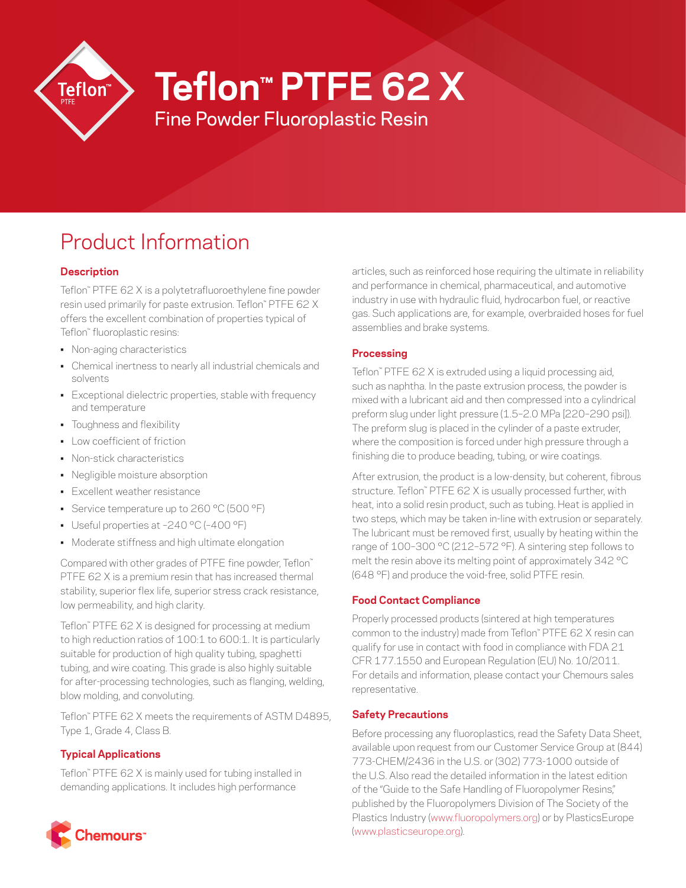# Teflon™ PTFE 62 X

Fine Powder Fluoroplastic Resin

## Product Information

### Description

Teflon™ PTFE 62 X is a polytetrafluoroethylene fine powder resin used primarily for paste extrusion. Teflon™ PTFE 62 X offers the excellent combination of properties typical of Teflon™ fluoroplastic resins:

- Non-aging characteristics
- Chemical inertness to nearly all industrial chemicals and solvents
- Exceptional dielectric properties, stable with frequency and temperature
- Toughness and flexibility
- Low coefficient of friction
- Non-stick characteristics
- Negligible moisture absorption
- Excellent weather resistance
- Service temperature up to 260 °C (500 °F)
- Useful properties at –240 °C (–400 °F)
- Moderate stiffness and high ultimate elongation

Compared with other grades of PTFE fine powder, Teflon™ PTFE 62 X is a premium resin that has increased thermal stability, superior flex life, superior stress crack resistance, low permeability, and high clarity.

Teflon™ PTFE 62 X is designed for processing at medium to high reduction ratios of 100:1 to 600:1. It is particularly suitable for production of high quality tubing, spaghetti tubing, and wire coating. This grade is also highly suitable for after-processing technologies, such as flanging, welding, blow molding, and convoluting.

Teflon™ PTFE 62 X meets the requirements of ASTM D4895, Type 1, Grade 4, Class B.

### Typical Applications

Teflon™ PTFE 62 X is mainly used for tubing installed in demanding applications. It includes high performance articles, such as reinforced hose requiring the ultimate in reliability and performance in chemical, pharmaceutical, and automotive industry in use with hydraulic fluid, hydrocarbon fuel, or reactive gas. Such applications are, for example, overbraided hoses for fuel assemblies and brake systems.

### Processing

Teflon™ PTFE 62 X is extruded using a liquid processing aid, such as naphtha. In the paste extrusion process, the powder is mixed with a lubricant aid and then compressed into a cylindrical preform slug under light pressure (1.5–2.0 MPa [220–290 psi]). The preform slug is placed in the cylinder of a paste extruder, where the composition is forced under high pressure through a finishing die to produce beading, tubing, or wire coatings.

After extrusion, the product is a low-density, but coherent, fibrous structure. Teflon™ PTFE 62 X is usually processed further, with heat, into a solid resin product, such as tubing. Heat is applied in two steps, which may be taken in-line with extrusion or separately. The lubricant must be removed first, usually by heating within the range of 100–300 °C (212–572 °F). A sintering step follows to melt the resin above its melting point of approximately 342 °C (648 °F) and produce the void-free, solid PTFE resin.

### Food Contact Compliance

Properly processed products (sintered at high temperatures common to the industry) made from Teflon™ PTFE 62 X resin can qualify for use in contact with food in compliance with FDA 21 CFR 177.1550 and European Regulation (EU) No. 10/2011. For details and information, please contact your Chemours sales representative.

### Safety Precautions

Before processing any fluoroplastics, read the Safety Data Sheet, available upon request from our Customer Service Group at (844) 773-CHEM/2436 in the U.S. or (302) 773-1000 outside of the U.S. Also read the detailed information in the latest edition of the "Guide to the Safe Handling of Fluoropolymer Resins," published by the Fluoropolymers Division of The Society of the Plastics Industry (www.fluoropolymers.org) or by PlasticsEurope (www.plasticseurope.org).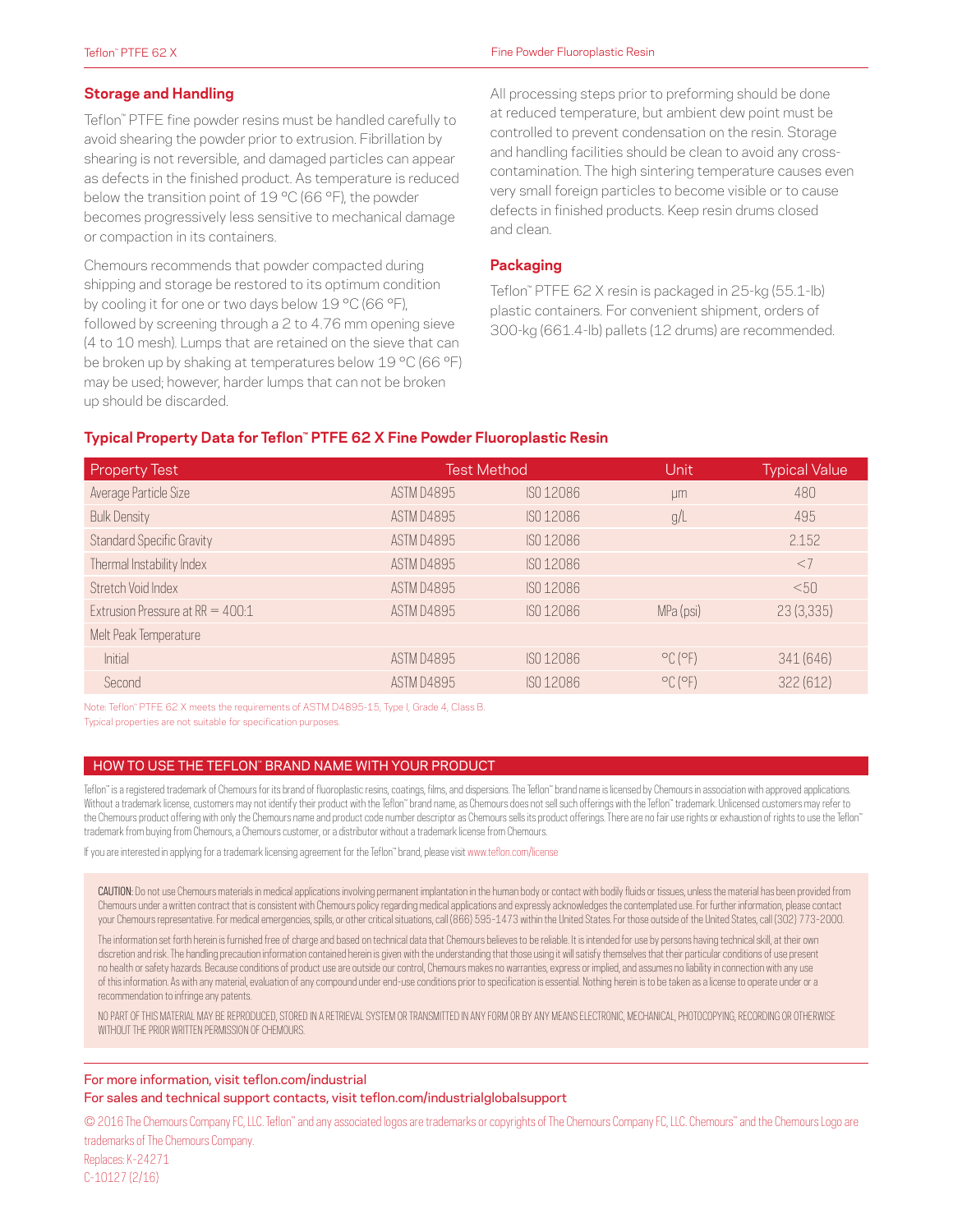## Storage and Handling

Teflon™ PTFE fine powder resins must be handled carefully to avoid shearing the powder prior to extrusion. Fibrillation by shearing is not reversible, and damaged particles can appear as defects in the finished product. As temperature is reduced below the transition point of 19 °C (66 °F), the powder becomes progressively less sensitive to mechanical damage or compaction in its containers.

Chemours recommends that powder compacted during shipping and storage be restored to its optimum condition by cooling it for one or two days below 19 °C (66 °F), followed by screening through a 2 to 4.76 mm opening sieve (4 to 10 mesh). Lumps that are retained on the sieve that can be broken up by shaking at temperatures below 19 °C (66 °F) may be used; however, harder lumps that can not be broken up should be discarded.

All processing steps prior to preforming should be done at reduced temperature, but ambient dew point must be controlled to prevent condensation on the resin. Storage and handling facilities should be clean to avoid any cross-contamination. The high sintering temperature causes even very small foreign particles to become visible or to cause defects in finished products. Keep resin drums closed and clean.

## Packaging

Teflon™ PTFE 62 X resin is packaged in 25-kg (55.1-lb) plastic containers. For convenient shipment, orders of 300-kg (661.4-lb) pallets (12 drums) are recommended.

## Typical Property Data for Teflon™ PTFE 62 X Fine Powder Fluoroplastic Resin

| Property Test | Test Method | | Unit | Typical Value |
|---|---|---|---|---|
| Average Particle Size | ASTM D4895 | ISO 12086 | μm | 480 |
| Bulk Density | ASTM D4895 | ISO 12086 | g/L | 495 |
| Standard Specific Gravity | ASTM D4895 | ISO 12086 | | 2.152 |
| Thermal Instability Index | ASTM D4895 | ISO 12086 | | <7 |
| Stretch Void Index | ASTM D4895 | ISO 12086 | | <50 |
| Extrusion Pressure at RR = 400:1 | ASTM D4895 | ISO 12086 | MPa (psi) | 23 (3,335) |
| Melt Peak Temperature | | | | |
| Initial | ASTM D4895 | ISO 12086 | °C (°F) | 341 (646) |
| Second | ASTM D4895 | ISO 12086 | °C (°F) | 322 (612) |

Note: Teflon™ PTFE 62 X meets the requirements of ASTM D4895-15, Type I, Grade 4, Class B.
Typical properties are not suitable for specification purposes.

## HOW TO USE THE TEFLON™ BRAND NAME WITH YOUR PRODUCT

Teflon™ is a registered trademark of Chemours for its brand of fluoroplastic resins, coatings, films, and dispersions. The Teflon™ brand name is licensed by Chemours in association with approved applications. Without a trademark license, customers may not identify their product with the Teflon™ brand name, as Chemours does not sell such offerings with the Teflon™ trademark. Unlicensed customers may refer to the Chemours product offering with only the Chemours name and product code number descriptor as Chemours sells its product offerings. There are no fair use rights or exhaustion of rights to use the Teflon™ trademark from buying from Chemours, a Chemours customer, or a distributor without a trademark license from Chemours.

If you are interested in applying for a trademark licensing agreement for the Teflon™ brand, please visit www.teflon.com/license

CAUTION: Do not use Chemours materials in medical applications involving permanent implantation in the human body or contact with bodily fluids or tissues, unless the material has been provided from Chemours under a written contract that is consistent with Chemours policy regarding medical applications and expressly acknowledges the contemplated use. For further information, please contact your Chemours representative. For medical emergencies, spills, or other critical situations, call (866) 595-1473 within the United States. For those outside of the United States, call (302) 773-2000.

The information set forth herein is furnished free of charge and based on technical data that Chemours believes to be reliable. It is intended for use by persons having technical skill, at their own discretion and risk. The handling precaution information contained herein is given with the understanding that those using it will satisfy themselves that their particular conditions of use present no health or safety hazards. Because conditions of product use are outside our control, Chemours makes no warranties, express or implied, and assumes no liability in connection with any use of this information. As with any material, evaluation of any compound under end-use conditions prior to specification is essential. Nothing herein is to be taken as a license to operate under or a recommendation to infringe any patents.

NO PART OF THIS MATERIAL MAY BE REPRODUCED, STORED IN A RETRIEVAL SYSTEM OR TRANSMITTED IN ANY FORM OR BY ANY MEANS ELECTRONIC, MECHANICAL, PHOTOCOPYING, RECORDING OR OTHERWISE WITHOUT THE PRIOR WRITTEN PERMISSION OF CHEMOURS.

For more information, visit teflon.com/industrial
For sales and technical support contacts, visit teflon.com/industrialglobalsupport

© 2016 The Chemours Company FC, LLC. Teflon™ and any associated logos are trademarks or copyrights of The Chemours Company FC, LLC. Chemours™ and the Chemours Logo are trademarks of The Chemours Company.

Replaces: K-24271
C-10127 (2/16)